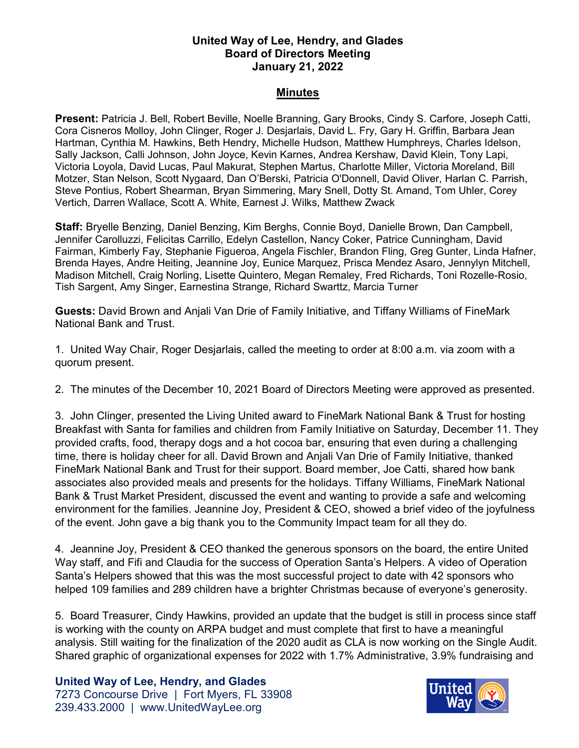**United Way of Lee, Hendry, and Glades**
**Board of Directors Meeting**
**January 21, 2022**

## Minutes

**Present:** Patricia J. Bell, Robert Beville, Noelle Branning, Gary Brooks, Cindy S. Carfore, Joseph Catti, Cora Cisneros Molloy, John Clinger, Roger J. Desjarlais, David L. Fry, Gary H. Griffin, Barbara Jean Hartman, Cynthia M. Hawkins, Beth Hendry, Michelle Hudson, Matthew Humphreys, Charles Idelson, Sally Jackson, Calli Johnson, John Joyce, Kevin Karnes, Andrea Kershaw, David Klein, Tony Lapi, Victoria Loyola, David Lucas, Paul Makurat, Stephen Martus, Charlotte Miller, Victoria Moreland, Bill Motzer, Stan Nelson, Scott Nygaard, Dan O'Berski, Patricia O'Donnell, David Oliver, Harlan C. Parrish, Steve Pontius, Robert Shearman, Bryan Simmering, Mary Snell, Dotty St. Amand, Tom Uhler, Corey Vertich, Darren Wallace, Scott A. White, Earnest J. Wilks, Matthew Zwack

**Staff:** Bryelle Benzing, Daniel Benzing, Kim Berghs, Connie Boyd, Danielle Brown, Dan Campbell, Jennifer Carolluzzi, Felicitas Carrillo, Edelyn Castellon, Nancy Coker, Patrice Cunningham, David Fairman, Kimberly Fay, Stephanie Figueroa, Angela Fischler, Brandon Fling, Greg Gunter, Linda Hafner, Brenda Hayes, Andre Heiting, Jeannine Joy, Eunice Marquez, Prisca Mendez Asaro, Jennylyn Mitchell, Madison Mitchell, Craig Norling, Lisette Quintero, Megan Remaley, Fred Richards, Toni Rozelle-Rosio, Tish Sargent, Amy Singer, Earnestina Strange, Richard Swarttz, Marcia Turner

**Guests:** David Brown and Anjali Van Drie of Family Initiative, and Tiffany Williams of FineMark National Bank and Trust.

1. United Way Chair, Roger Desjarlais, called the meeting to order at 8:00 a.m. via zoom with a quorum present.

2. The minutes of the December 10, 2021 Board of Directors Meeting were approved as presented.

3. John Clinger, presented the Living United award to FineMark National Bank & Trust for hosting Breakfast with Santa for families and children from Family Initiative on Saturday, December 11. They provided crafts, food, therapy dogs and a hot cocoa bar, ensuring that even during a challenging time, there is holiday cheer for all. David Brown and Anjali Van Drie of Family Initiative, thanked FineMark National Bank and Trust for their support. Board member, Joe Catti, shared how bank associates also provided meals and presents for the holidays. Tiffany Williams, FineMark National Bank & Trust Market President, discussed the event and wanting to provide a safe and welcoming environment for the families. Jeannine Joy, President & CEO, showed a brief video of the joyfulness of the event. John gave a big thank you to the Community Impact team for all they do.

4. Jeannine Joy, President & CEO thanked the generous sponsors on the board, the entire United Way staff, and Fifi and Claudia for the success of Operation Santa's Helpers. A video of Operation Santa's Helpers showed that this was the most successful project to date with 42 sponsors who helped 109 families and 289 children have a brighter Christmas because of everyone's generosity.

5. Board Treasurer, Cindy Hawkins, provided an update that the budget is still in process since staff is working with the county on ARPA budget and must complete that first to have a meaningful analysis. Still waiting for the finalization of the 2020 audit as CLA is now working on the Single Audit. Shared graphic of organizational expenses for 2022 with 1.7% Administrative, 3.9% fundraising and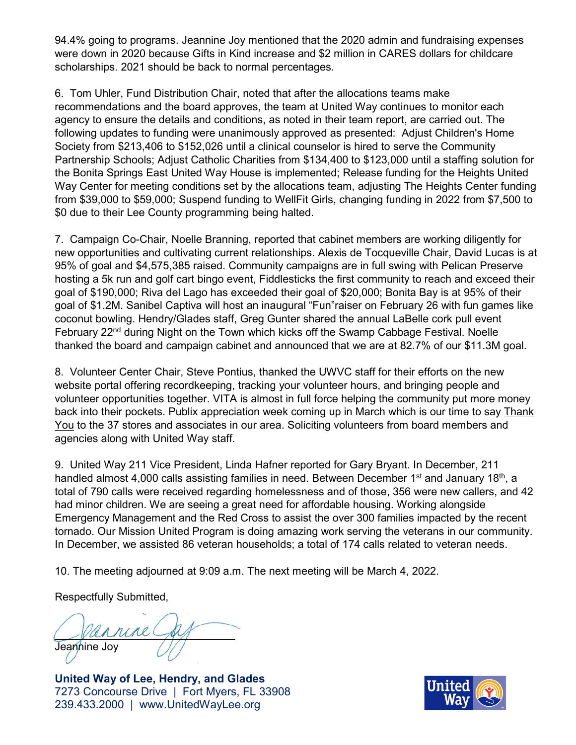94.4% going to programs. Jeannine Joy mentioned that the 2020 admin and fundraising expenses were down in 2020 because Gifts in Kind increase and $2 million in CARES dollars for childcare scholarships. 2021 should be back to normal percentages.

6. Tom Uhler, Fund Distribution Chair, noted that after the allocations teams make recommendations and the board approves, the team at United Way continues to monitor each agency to ensure the details and conditions, as noted in their team report, are carried out. The following updates to funding were unanimously approved as presented: Adjust Children's Home Society from $213,406 to $152,026 until a clinical counselor is hired to serve the Community Partnership Schools; Adjust Catholic Charities from $134,400 to $123,000 until a staffing solution for the Bonita Springs East United Way House is implemented; Release funding for the Heights United Way Center for meeting conditions set by the allocations team, adjusting The Heights Center funding from $39,000 to $59,000; Suspend funding to WellFit Girls, changing funding in 2022 from $7,500 to $0 due to their Lee County programming being halted.

7. Campaign Co-Chair, Noelle Branning, reported that cabinet members are working diligently for new opportunities and cultivating current relationships. Alexis de Tocqueville Chair, David Lucas is at 95% of goal and $4,575,385 raised. Community campaigns are in full swing with Pelican Preserve hosting a 5k run and golf cart bingo event, Fiddlesticks the first community to reach and exceed their goal of $190,000; Riva del Lago has exceeded their goal of $20,000; Bonita Bay is at 95% of their goal of $1.2M. Sanibel Captiva will host an inaugural "Fun"raiser on February 26 with fun games like coconut bowling. Hendry/Glades staff, Greg Gunter shared the annual LaBelle cork pull event February 22nd during Night on the Town which kicks off the Swamp Cabbage Festival. Noelle thanked the board and campaign cabinet and announced that we are at 82.7% of our $11.3M goal.

8. Volunteer Center Chair, Steve Pontius, thanked the UWVC staff for their efforts on the new website portal offering recordkeeping, tracking your volunteer hours, and bringing people and volunteer opportunities together. VITA is almost in full force helping the community put more money back into their pockets. Publix appreciation week coming up in March which is our time to say Thank You to the 37 stores and associates in our area. Soliciting volunteers from board members and agencies along with United Way staff.

9. United Way 211 Vice President, Linda Hafner reported for Gary Bryant. In December, 211 handled almost 4,000 calls assisting families in need. Between December 1st and January 18th, a total of 790 calls were received regarding homelessness and of those, 356 were new callers, and 42 had minor children. We are seeing a great need for affordable housing. Working alongside Emergency Management and the Red Cross to assist the over 300 families impacted by the recent tornado. Our Mission United Program is doing amazing work serving the veterans in our community. In December, we assisted 86 veteran households; a total of 174 calls related to veteran needs.

10. The meeting adjourned at 9:09 a.m. The next meeting will be March 4, 2022.

Respectfully Submitted,

Jeannine Joy

**United Way of Lee, Hendry, and Glades**
7273 Concourse Drive | Fort Myers, FL 33908
239.433.2000 | www.UnitedWayLee.org